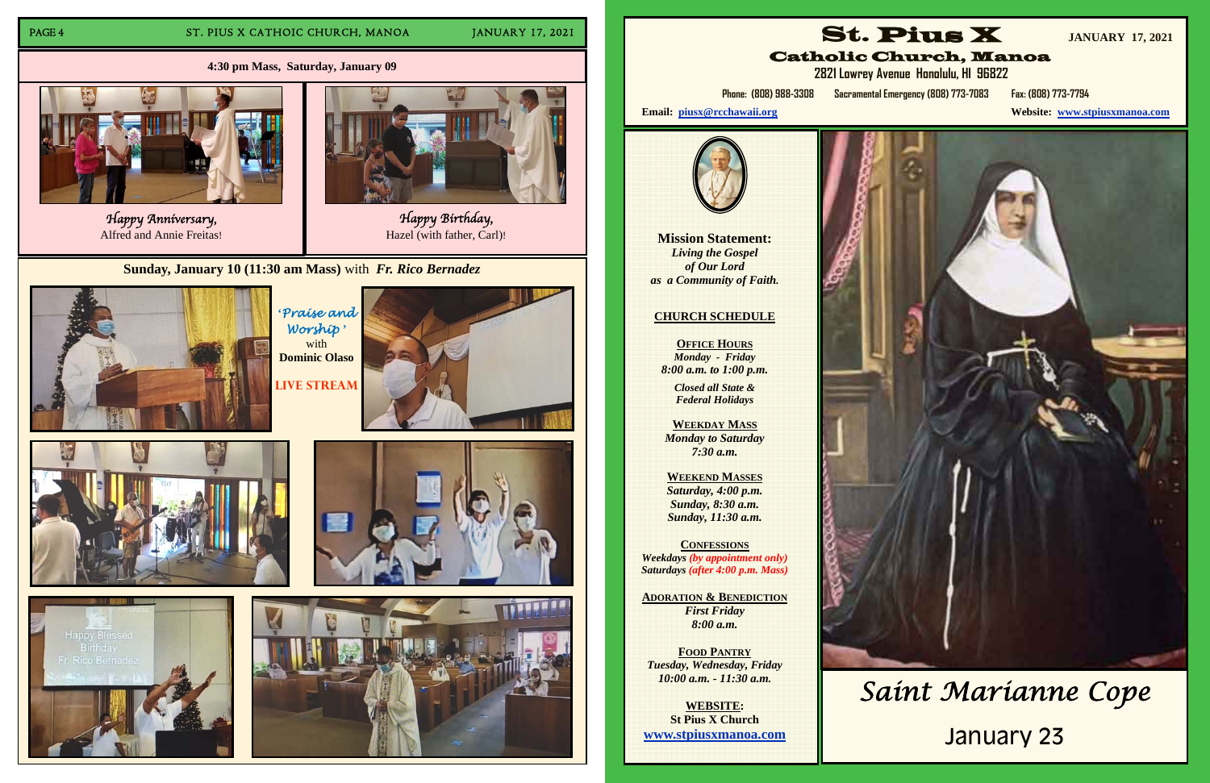**4:30 pm Mass, Saturday, January 09**

*Happy Anniversary,*
Alfred and Annie Freitas!

*Happy Birthday,*
Hazel (with father, Carl)!

**Sunday, January 10 (11:30 am Mass)** with *Fr. Rico Bernadez*

*'Praise and Worship'*
with
**Dominic Olaso**

**LIVE STREAM**

Happy Blessed Birthday Fr. Rico Bernadez

# St. Pius X

## Catholic Church, Manoa

**JANUARY 17, 2021**

2821 Lowrey Avenue Honolulu, HI 96822

Phone: (808) 988-3308 Sacramental Emergency (808) 773-7083 Fax: (808) 773-7794

**Email:** piusx@rcchawaii.org

**Website:** www.stpiusxmanoa.com

**Mission Statement:**
*Living the Gospel of Our Lord as a Community of Faith.*

**CHURCH SCHEDULE**

**OFFICE HOURS**
*Monday - Friday*
*8:00 a.m. to 1:00 p.m.*

*Closed all State & Federal Holidays*

**WEEKDAY MASS**
*Monday to Saturday*
*7:30 a.m.*

**WEEKEND MASSES**
*Saturday, 4:00 p.m.*
*Sunday, 8:30 a.m.*
*Sunday, 11:30 a.m.*

**CONFESSIONS**
*Weekdays (by appointment only)*
*Saturdays (after 4:00 p.m. Mass)*

**ADORATION & BENEDICTION**
*First Friday*
*8:00 a.m.*

**FOOD PANTRY**
*Tuesday, Wednesday, Friday*
*10:00 a.m. - 11:30 a.m.*

**WEBSITE:**
**St Pius X Church**
**www.stpiusxmanoa.com**

*Saint Marianne Cope*

January 23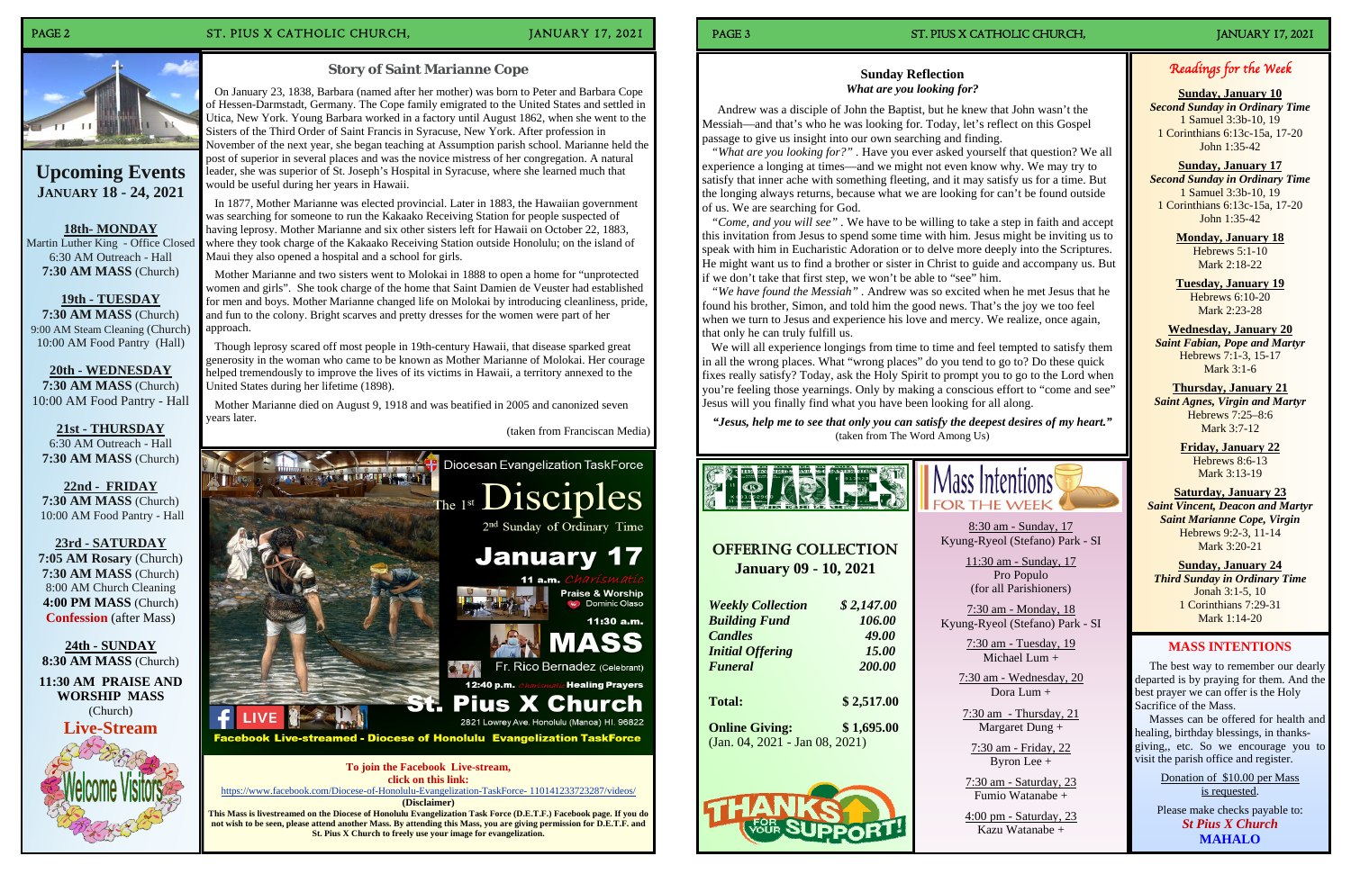# Upcoming Events

## January 18 - 24, 2021

**18th- MONDAY**
Martin Luther King - Office Closed
6:30 AM Outreach - Hall
**7:30 AM MASS** (Church)

**19th - TUESDAY**
**7:30 AM MASS** (Church)
9:00 AM Steam Cleaning (Church)
10:00 AM Food Pantry (Hall)

**20th - WEDNESDAY**
**7:30 AM MASS** (Church)
10:00 AM Food Pantry - Hall

**21st - THURSDAY**
6:30 AM Outreach - Hall
**7:30 AM MASS** (Church)

**22nd - FRIDAY**
**7:30 AM MASS** (Church)
10:00 AM Food Pantry - Hall

**23rd - SATURDAY**
**7:05 AM Rosary** (Church)
**7:30 AM MASS** (Church)
8:00 AM Church Cleaning
**4:00 PM MASS** (Church)
**Confession** (after Mass)

**24th - SUNDAY**
**8:30 AM MASS** (Church)
**11:30 AM PRAISE AND WORSHIP MASS** (Church)
**Live-Stream**

Welcome Visitors

## Story of Saint Marianne Cope

On January 23, 1838, Barbara (named after her mother) was born to Peter and Barbara Cope of Hessen-Darmstadt, Germany. The Cope family emigrated to the United States and settled in Utica, New York. Young Barbara worked in a factory until August 1862, when she went to the Sisters of the Third Order of Saint Francis in Syracuse, New York. After profession in November of the next year, she began teaching at Assumption parish school. Marianne held the post of superior in several places and was the novice mistress of her congregation. A natural leader, she was superior of St. Joseph's Hospital in Syracuse, where she learned much that would be useful during her years in Hawaii.

In 1877, Mother Marianne was elected provincial. Later in 1883, the Hawaiian government was searching for someone to run the Kakaako Receiving Station for people suspected of having leprosy. Mother Marianne and six other sisters left for Hawaii on October 22, 1883, where they took charge of the Kakaako Receiving Station outside Honolulu; on the island of Maui they also opened a hospital and a school for girls.

Mother Marianne and two sisters went to Molokai in 1888 to open a home for "unprotected women and girls". She took charge of the home that Saint Damien de Veuster had established for men and boys. Mother Marianne changed life on Molokai by introducing cleanliness, pride, and fun to the colony. Bright scarves and pretty dresses for the women were part of her approach.

Though leprosy scared off most people in 19th-century Hawaii, that disease sparked great generosity in the woman who came to be known as Mother Marianne of Molokai. Her courage helped tremendously to improve the lives of its victims in Hawaii, a territory annexed to the United States during her lifetime (1898).

Mother Marianne died on August 9, 1918 and was beatified in 2005 and canonized seven years later.

(taken from Franciscan Media)

Diocesan Evangelization TaskForce

The 1st Disciples

2nd Sunday of Ordinary Time

**January 17**

11 a.m. Charismatic Praise & Worship — Dominic Olaso

11:30 a.m. MASS — Fr. Rico Bernadez (Celebrant)

12:40 p.m. Charismatic Healing Prayers

**St. Pius X Church**

2821 Lowrey Ave. Honolulu (Manoa) HI. 96822

LIVE

Facebook Live-streamed - Diocese of Honolulu Evangelization TaskForce

**To join the Facebook Live-stream, click on this link:**
https://www.facebook.com/Diocese-of-Honolulu-Evangelization-TaskForce- 110141233723287/videos/

**(Disclaimer)**
**This Mass is livestreamed on the Diocese of Honolulu Evangelization Task Force (D.E.T.F.) Facebook page. If you do not wish to be seen, please attend another Mass. By attending this Mass, you are giving permission for D.E.T.F. and St. Pius X Church to freely use your image for evangelization.**

## Sunday Reflection

*What are you looking for?*

Andrew was a disciple of John the Baptist, but he knew that John wasn't the Messiah—and that's who he was looking for. Today, let's reflect on this Gospel passage to give us insight into our own searching and finding.

*"What are you looking for?"* . Have you ever asked yourself that question? We all experience a longing at times—and we might not even know why. We may try to satisfy that inner ache with something fleeting, and it may satisfy us for a time. But the longing always returns, because what we are looking for can't be found outside of us. We are searching for God.

*"Come, and you will see"* . We have to be willing to take a step in faith and accept this invitation from Jesus to spend some time with him. Jesus might be inviting us to speak with him in Eucharistic Adoration or to delve more deeply into the Scriptures. He might want us to find a brother or sister in Christ to guide and accompany us. But if we don't take that first step, we won't be able to "see" him.

*"We have found the Messiah"* . Andrew was so excited when he met Jesus that he found his brother, Simon, and told him the good news. That's the joy we too feel when we turn to Jesus and experience his love and mercy. We realize, once again, that only he can truly fulfill us.

We will all experience longings from time to time and feel tempted to satisfy them in all the wrong places. What "wrong places" do you tend to go to? Do these quick fixes really satisfy? Today, ask the Holy Spirit to prompt you to go to the Lord when you're feeling those yearnings. Only by making a conscious effort to "come and see" Jesus will you finally find what you have been looking for all along.

***"Jesus, help me to see that only you can satisfy the deepest desires of my heart."***

(taken from The Word Among Us)

## FINANCES

### OFFERING COLLECTION

**January 09 - 10, 2021**

| | |
|---|---|
| ***Weekly Collection*** | ***$ 2,147.00*** |
| ***Building Fund*** | ***106.00*** |
| ***Candles*** | ***49.00*** |
| ***Initial Offering*** | ***15.00*** |
| ***Funeral*** | ***200.00*** |
| **Total:** | **$ 2,517.00** |
| **Online Giving:** | **$ 1,695.00** |

(Jan. 04, 2021 - Jan 08, 2021)

THANKS FOR YOUR SUPPORT!

## Mass Intentions FOR THE WEEK

8:30 am - Sunday, 17
Kyung-Ryeol (Stefano) Park - SI

11:30 am - Sunday, 17
Pro Populo
(for all Parishioners)

7:30 am - Monday, 18
Kyung-Ryeol (Stefano) Park - SI

7:30 am - Tuesday, 19
Michael Lum +

7:30 am - Wednesday, 20
Dora Lum +

7:30 am - Thursday, 21
Margaret Dung +

7:30 am - Friday, 22
Byron Lee +

7:30 am - Saturday, 23
Fumio Watanabe +

4:00 pm - Saturday, 23
Kazu Watanabe +

## Readings for the Week

**Sunday, January 10**
***Second Sunday in Ordinary Time***
1 Samuel 3:3b-10, 19
1 Corinthians 6:13c-15a, 17-20
John 1:35-42

**Sunday, January 17**
***Second Sunday in Ordinary Time***
1 Samuel 3:3b-10, 19
1 Corinthians 6:13c-15a, 17-20
John 1:35-42

**Monday, January 18**
Hebrews 5:1-10
Mark 2:18-22

**Tuesday, January 19**
Hebrews 6:10-20
Mark 2:23-28

**Wednesday, January 20**
***Saint Fabian, Pope and Martyr***
Hebrews 7:1-3, 15-17
Mark 3:1-6

**Thursday, January 21**
***Saint Agnes, Virgin and Martyr***
Hebrews 7:25–8:6
Mark 3:7-12

**Friday, January 22**
Hebrews 8:6-13
Mark 3:13-19

**Saturday, January 23**
***Saint Vincent, Deacon and Martyr***
***Saint Marianne Cope, Virgin***
Hebrews 9:2-3, 11-14
Mark 3:20-21

**Sunday, January 24**
***Third Sunday in Ordinary Time***
Jonah 3:1-5, 10
1 Corinthians 7:29-31
Mark 1:14-20

## MASS INTENTIONS

The best way to remember our dearly departed is by praying for them. And the best prayer we can offer is the Holy Sacrifice of the Mass.

Masses can be offered for health and healing, birthday blessings, in thanks-giving,, etc. So we encourage you to visit the parish office and register.

Donation of $10.00 per Mass is requested.

Please make checks payable to:
***St Pius X Church***
**MAHALO**